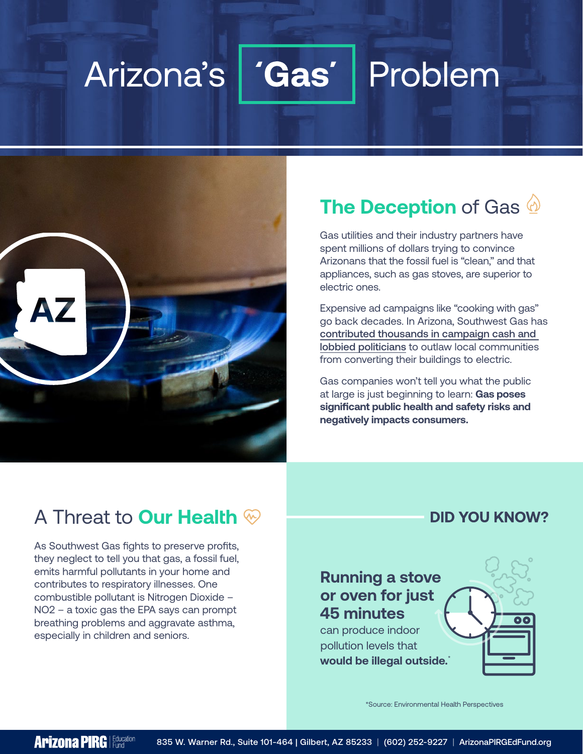# Arizona's 'Gas' Problem

## The Deception of Gas

Gas utilities and their industry partners have spent millions of dollars trying to convince Arizonans that the fossil fuel is "clean," and that appliances, such as gas stoves, are superior to electric ones.

Expensive ad campaigns like "cooking with gas" go back decades. In Arizona, Southwest Gas has contributed thousands in campaign cash and lobbied politicians to outlaw local communities from converting their buildings to electric.

Gas companies won't tell you what the public at large is just beginning to learn: **Gas poses significant public health and safety risks and negatively impacts consumers.**

## A Threat to Our Health

As Southwest Gas fights to preserve profits, they neglect to tell you that gas, a fossil fuel, emits harmful pollutants in your home and contributes to respiratory illnesses. One combustible pollutant is Nitrogen Dioxide – $NO_2$ – a toxic gas the EPA says can prompt breathing problems and aggravate asthma, especially in children and seniors.

### DID YOU KNOW?

**Running a stove or oven for just 45 minutes** can produce indoor pollution levels that **would be illegal outside.***

*Source: Environmental Health Perspectives

Arizona PIRG Education Fund | 835 W. Warner Rd., Suite 101-464 | Gilbert, AZ 85233 | (602) 252-9227 | ArizonaPIRGEdFund.org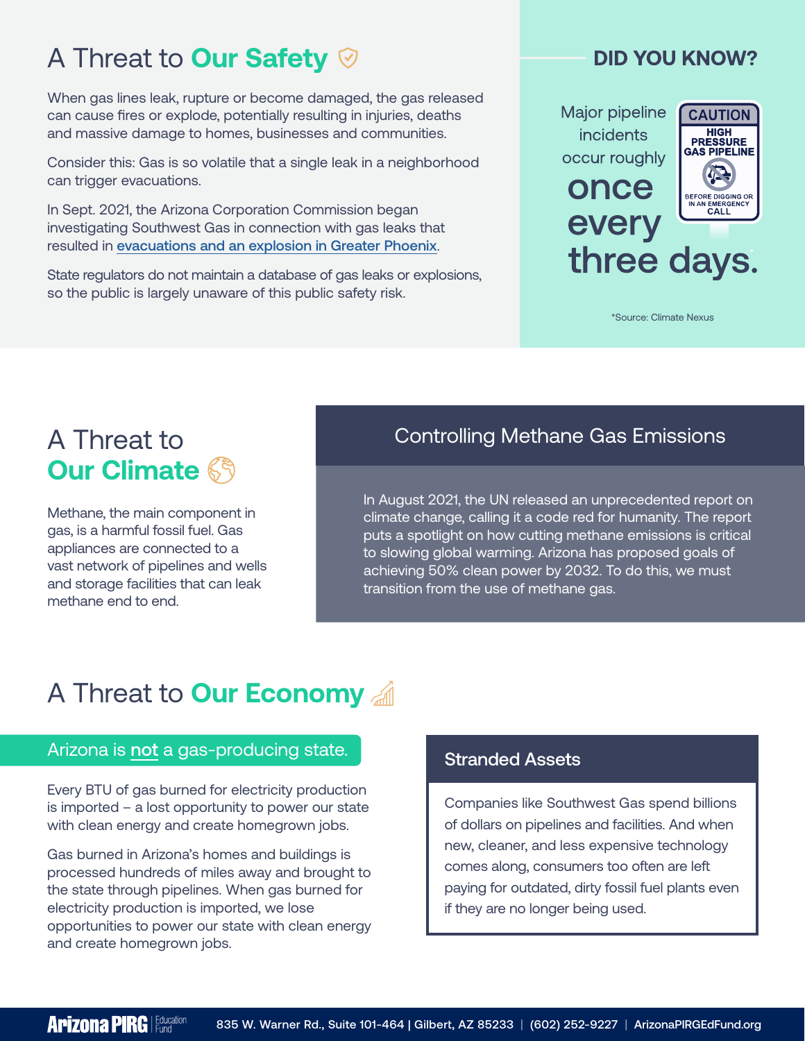## A Threat to **Our Safety**

When gas lines leak, rupture or become damaged, the gas released can cause fires or explode, potentially resulting in injuries, deaths and massive damage to homes, businesses and communities.

Consider this: Gas is so volatile that a single leak in a neighborhood can trigger evacuations.

In Sept. 2021, the Arizona Corporation Commission began investigating Southwest Gas in connection with gas leaks that resulted in evacuations and an explosion in Greater Phoenix.

State regulators do not maintain a database of gas leaks or explosions, so the public is largely unaware of this public safety risk.

### DID YOU KNOW?

Major pipeline incidents occur roughly **once every three days**.*

CAUTION
HIGH PRESSURE GAS PIPELINE
BEFORE DIGGING OR IN AN EMERGENCY CALL

*Source: Climate Nexus

## A Threat to **Our Climate**

Methane, the main component in gas, is a harmful fossil fuel. Gas appliances are connected to a vast network of pipelines and wells and storage facilities that can leak methane end to end.

### Controlling Methane Gas Emissions

In August 2021, the UN released an unprecedented report on climate change, calling it a code red for humanity. The report puts a spotlight on how cutting methane emissions is critical to slowing global warming. Arizona has proposed goals of achieving 50% clean power by 2032. To do this, we must transition from the use of methane gas.

## A Threat to **Our Economy**

**Arizona is not a gas-producing state.**

Every BTU of gas burned for electricity production is imported – a lost opportunity to power our state with clean energy and create homegrown jobs.

Gas burned in Arizona's homes and buildings is processed hundreds of miles away and brought to the state through pipelines. When gas burned for electricity production is imported, we lose opportunities to power our state with clean energy and create homegrown jobs.

### Stranded Assets

Companies like Southwest Gas spend billions of dollars on pipelines and facilities. And when new, cleaner, and less expensive technology comes along, consumers too often are left paying for outdated, dirty fossil fuel plants even if they are no longer being used.

Arizona PIRG Education Fund | 835 W. Warner Rd., Suite 101-464 | Gilbert, AZ 85233 | (602) 252-9227 | ArizonaPIRGEdFund.org